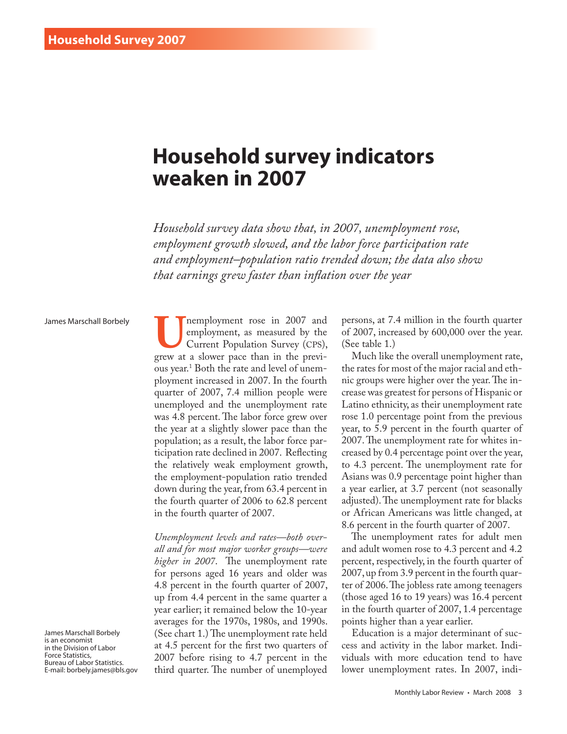# Household survey indicators weaken in 2007

*Household survey data show that, in 2007, unemployment rose, employment growth slowed, and the labor force participation rate and employment–population ratio trended down; the data also show that earnings grew faster than inflation over the year*

James Marschall Borbely

James Marschall Borbely is an economist in the Division of Labor Force Statistics, Bureau of Labor Statistics. E-mail: borbely.james@bls.gov

Unemployment rose in 2007 and employment, as measured by the Current Population Survey (CPS), grew at a slower pace than in the previous year.[1] Both the rate and level of unemployment increased in 2007. In the fourth quarter of 2007, 7.4 million people were unemployed and the unemployment rate was 4.8 percent. The labor force grew over the year at a slightly slower pace than the population; as a result, the labor force participation rate declined in 2007. Reflecting the relatively weak employment growth, the employment-population ratio trended down during the year, from 63.4 percent in the fourth quarter of 2006 to 62.8 percent in the fourth quarter of 2007.

*Unemployment levels and rates—both overall and for most major worker groups—were higher in 2007.* The unemployment rate for persons aged 16 years and older was 4.8 percent in the fourth quarter of 2007, up from 4.4 percent in the same quarter a year earlier; it remained below the 10-year averages for the 1970s, 1980s, and 1990s. (See chart 1.) The unemployment rate held at 4.5 percent for the first two quarters of 2007 before rising to 4.7 percent in the third quarter. The number of unemployed persons, at 7.4 million in the fourth quarter of 2007, increased by 600,000 over the year. (See table 1.)

Much like the overall unemployment rate, the rates for most of the major racial and ethnic groups were higher over the year. The increase was greatest for persons of Hispanic or Latino ethnicity, as their unemployment rate rose 1.0 percentage point from the previous year, to 5.9 percent in the fourth quarter of 2007. The unemployment rate for whites increased by 0.4 percentage point over the year, to 4.3 percent. The unemployment rate for Asians was 0.9 percentage point higher than a year earlier, at 3.7 percent (not seasonally adjusted). The unemployment rate for blacks or African Americans was little changed, at 8.6 percent in the fourth quarter of 2007.

The unemployment rates for adult men and adult women rose to 4.3 percent and 4.2 percent, respectively, in the fourth quarter of 2007, up from 3.9 percent in the fourth quarter of 2006. The jobless rate among teenagers (those aged 16 to 19 years) was 16.4 percent in the fourth quarter of 2007, 1.4 percentage points higher than a year earlier.

Education is a major determinant of success and activity in the labor market. Individuals with more education tend to have lower unemployment rates. In 2007, indi-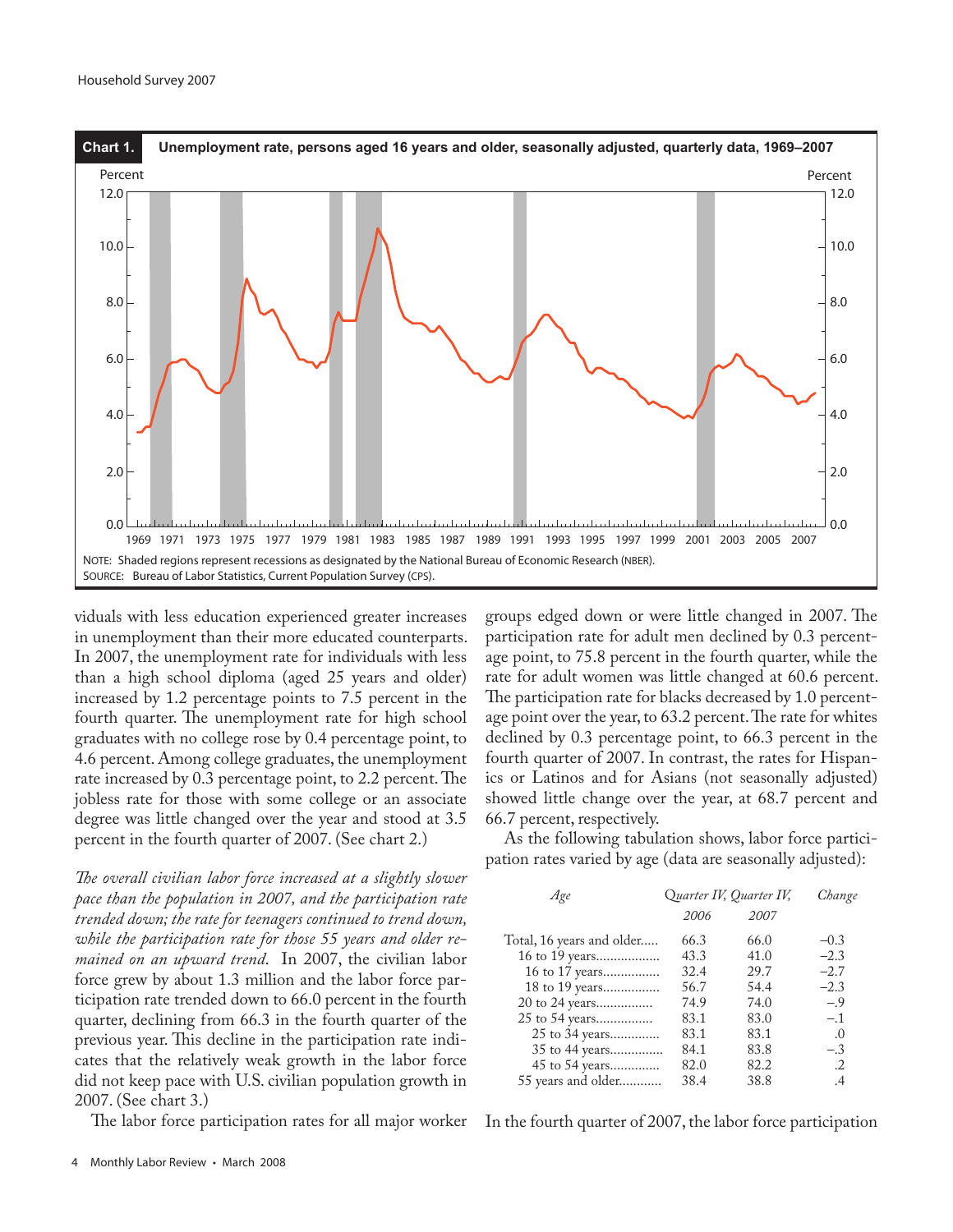**Chart 1. Unemployment rate, persons aged 16 years and older, seasonally adjusted, quarterly data, 1969–2007**

NOTE: Shaded regions represent recessions as designated by the National Bureau of Economic Research (NBER).
SOURCE: Bureau of Labor Statistics, Current Population Survey (CPS).

viduals with less education experienced greater increases in unemployment than their more educated counterparts. In 2007, the unemployment rate for individuals with less than a high school diploma (aged 25 years and older) increased by 1.2 percentage points to 7.5 percent in the fourth quarter. The unemployment rate for high school graduates with no college rose by 0.4 percentage point, to 4.6 percent. Among college graduates, the unemployment rate increased by 0.3 percentage point, to 2.2 percent. The jobless rate for those with some college or an associate degree was little changed over the year and stood at 3.5 percent in the fourth quarter of 2007. (See chart 2.)

*The overall civilian labor force increased at a slightly slower pace than the population in 2007, and the participation rate trended down; the rate for teenagers continued to trend down, while the participation rate for those 55 years and older remained on an upward trend.* In 2007, the civilian labor force grew by about 1.3 million and the labor force participation rate trended down to 66.0 percent in the fourth quarter, declining from 66.3 in the fourth quarter of the previous year. This decline in the participation rate indicates that the relatively weak growth in the labor force did not keep pace with U.S. civilian population growth in 2007. (See chart 3.)

The labor force participation rates for all major worker groups edged down or were little changed in 2007. The participation rate for adult men declined by 0.3 percentage point, to 75.8 percent in the fourth quarter, while the rate for adult women was little changed at 60.6 percent. The participation rate for blacks decreased by 1.0 percentage point over the year, to 63.2 percent. The rate for whites declined by 0.3 percentage point, to 66.3 percent in the fourth quarter of 2007. In contrast, the rates for Hispanics or Latinos and for Asians (not seasonally adjusted) showed little change over the year, at 68.7 percent and 66.7 percent, respectively.

As the following tabulation shows, labor force participation rates varied by age (data are seasonally adjusted):

| Age | Quarter IV, 2006 | Quarter IV, 2007 | Change |
|---|---|---|---|
| Total, 16 years and older | 66.3 | 66.0 | –0.3 |
| 16 to 19 years | 43.3 | 41.0 | –2.3 |
| 16 to 17 years | 32.4 | 29.7 | –2.7 |
| 18 to 19 years | 56.7 | 54.4 | –2.3 |
| 20 to 24 years | 74.9 | 74.0 | –.9 |
| 25 to 54 years | 83.1 | 83.0 | –.1 |
| 25 to 34 years | 83.1 | 83.1 | .0 |
| 35 to 44 years | 84.1 | 83.8 | –.3 |
| 45 to 54 years | 82.0 | 82.2 | .2 |
| 55 years and older | 38.4 | 38.8 | .4 |

In the fourth quarter of 2007, the labor force participation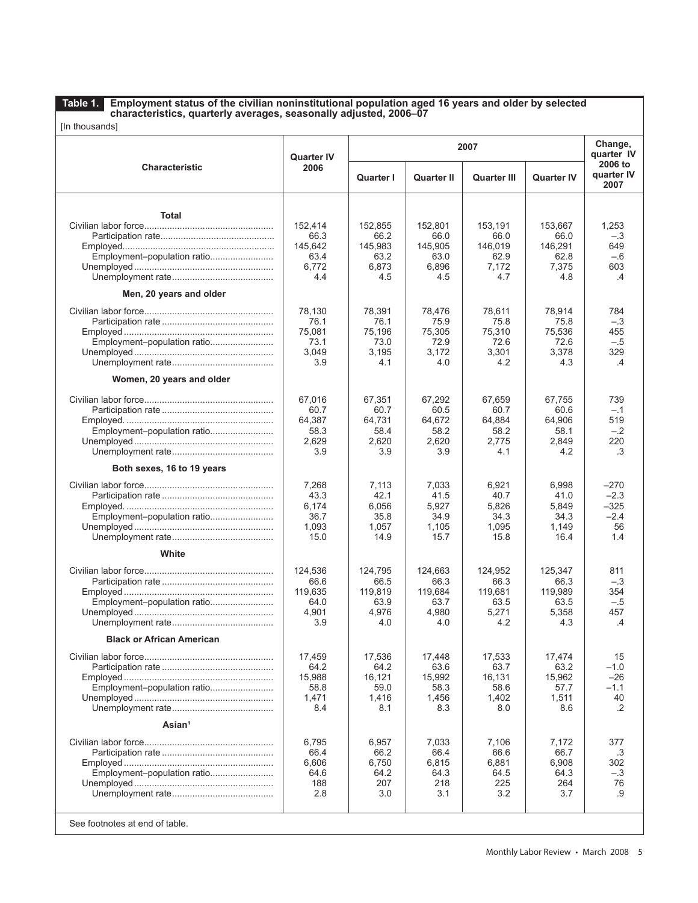**Table 1. Employment status of the civilian noninstitutional population aged 16 years and older by selected characteristics, quarterly averages, seasonally adjusted, 2006–07**

[In thousands]

| Characteristic | Quarter IV 2006 | 2007 | | | | Change, quarter IV 2006 to quarter IV 2007 |
|---|---|---|---|---|---|---|
| | | Quarter I | Quarter II | Quarter III | Quarter IV | |
| **Total** | | | | | | |
| Civilian labor force | 152,414 | 152,855 | 152,801 | 153,191 | 153,667 | 1,253 |
| Participation rate | 66.3 | 66.2 | 66.0 | 66.0 | 66.0 | –.3 |
| Employed | 145,642 | 145,983 | 145,905 | 146,019 | 146,291 | 649 |
| Employment–population ratio | 63.4 | 63.2 | 63.0 | 62.9 | 62.8 | –.6 |
| Unemployed | 6,772 | 6,873 | 6,896 | 7,172 | 7,375 | 603 |
| Unemployment rate | 4.4 | 4.5 | 4.5 | 4.7 | 4.8 | .4 |
| **Men, 20 years and older** | | | | | | |
| Civilian labor force | 78,130 | 78,391 | 78,476 | 78,611 | 78,914 | 784 |
| Participation rate | 76.1 | 76.1 | 75.9 | 75.8 | 75.8 | –.3 |
| Employed | 75,081 | 75,196 | 75,305 | 75,310 | 75,536 | 455 |
| Employment–population ratio | 73.1 | 73.0 | 72.9 | 72.6 | 72.6 | –.5 |
| Unemployed | 3,049 | 3,195 | 3,172 | 3,301 | 3,378 | 329 |
| Unemployment rate | 3.9 | 4.1 | 4.0 | 4.2 | 4.3 | .4 |
| **Women, 20 years and older** | | | | | | |
| Civilian labor force | 67,016 | 67,351 | 67,292 | 67,659 | 67,755 | 739 |
| Participation rate | 60.7 | 60.7 | 60.5 | 60.7 | 60.6 | –.1 |
| Employed | 64,387 | 64,731 | 64,672 | 64,884 | 64,906 | 519 |
| Employment–population ratio | 58.3 | 58.4 | 58.2 | 58.2 | 58.1 | –.2 |
| Unemployed | 2,629 | 2,620 | 2,620 | 2,775 | 2,849 | 220 |
| Unemployment rate | 3.9 | 3.9 | 3.9 | 4.1 | 4.2 | .3 |
| **Both sexes, 16 to 19 years** | | | | | | |
| Civilian labor force | 7,268 | 7,113 | 7,033 | 6,921 | 6,998 | –270 |
| Participation rate | 43.3 | 42.1 | 41.5 | 40.7 | 41.0 | –2.3 |
| Employed | 6,174 | 6,056 | 5,927 | 5,826 | 5,849 | –325 |
| Employment–population ratio | 36.7 | 35.8 | 34.9 | 34.3 | 34.3 | –2.4 |
| Unemployed | 1,093 | 1,057 | 1,105 | 1,095 | 1,149 | 56 |
| Unemployment rate | 15.0 | 14.9 | 15.7 | 15.8 | 16.4 | 1.4 |
| **White** | | | | | | |
| Civilian labor force | 124,536 | 124,795 | 124,663 | 124,952 | 125,347 | 811 |
| Participation rate | 66.6 | 66.5 | 66.3 | 66.3 | 66.3 | –.3 |
| Employed | 119,635 | 119,819 | 119,684 | 119,681 | 119,989 | 354 |
| Employment–population ratio | 64.0 | 63.9 | 63.7 | 63.5 | 63.5 | –.5 |
| Unemployed | 4,901 | 4,976 | 4,980 | 5,271 | 5,358 | 457 |
| Unemployment rate | 3.9 | 4.0 | 4.0 | 4.2 | 4.3 | .4 |
| **Black or African American** | | | | | | |
| Civilian labor force | 17,459 | 17,536 | 17,448 | 17,533 | 17,474 | 15 |
| Participation rate | 64.2 | 64.2 | 63.6 | 63.7 | 63.2 | –1.0 |
| Employed | 15,988 | 16,121 | 15,992 | 16,131 | 15,962 | –26 |
| Employment–population ratio | 58.8 | 59.0 | 58.3 | 58.6 | 57.7 | –1.1 |
| Unemployed | 1,471 | 1,416 | 1,456 | 1,402 | 1,511 | 40 |
| Unemployment rate | 8.4 | 8.1 | 8.3 | 8.0 | 8.6 | .2 |
| **Asian[1]** | | | | | | |
| Civilian labor force | 6,795 | 6,957 | 7,033 | 7,106 | 7,172 | 377 |
| Participation rate | 66.4 | 66.2 | 66.4 | 66.6 | 66.7 | .3 |
| Employed | 6,606 | 6,750 | 6,815 | 6,881 | 6,908 | 302 |
| Employment–population ratio | 64.6 | 64.2 | 64.3 | 64.5 | 64.3 | –.3 |
| Unemployed | 188 | 207 | 218 | 225 | 264 | 76 |
| Unemployment rate | 2.8 | 3.0 | 3.1 | 3.2 | 3.7 | .9 |

See footnotes at end of table.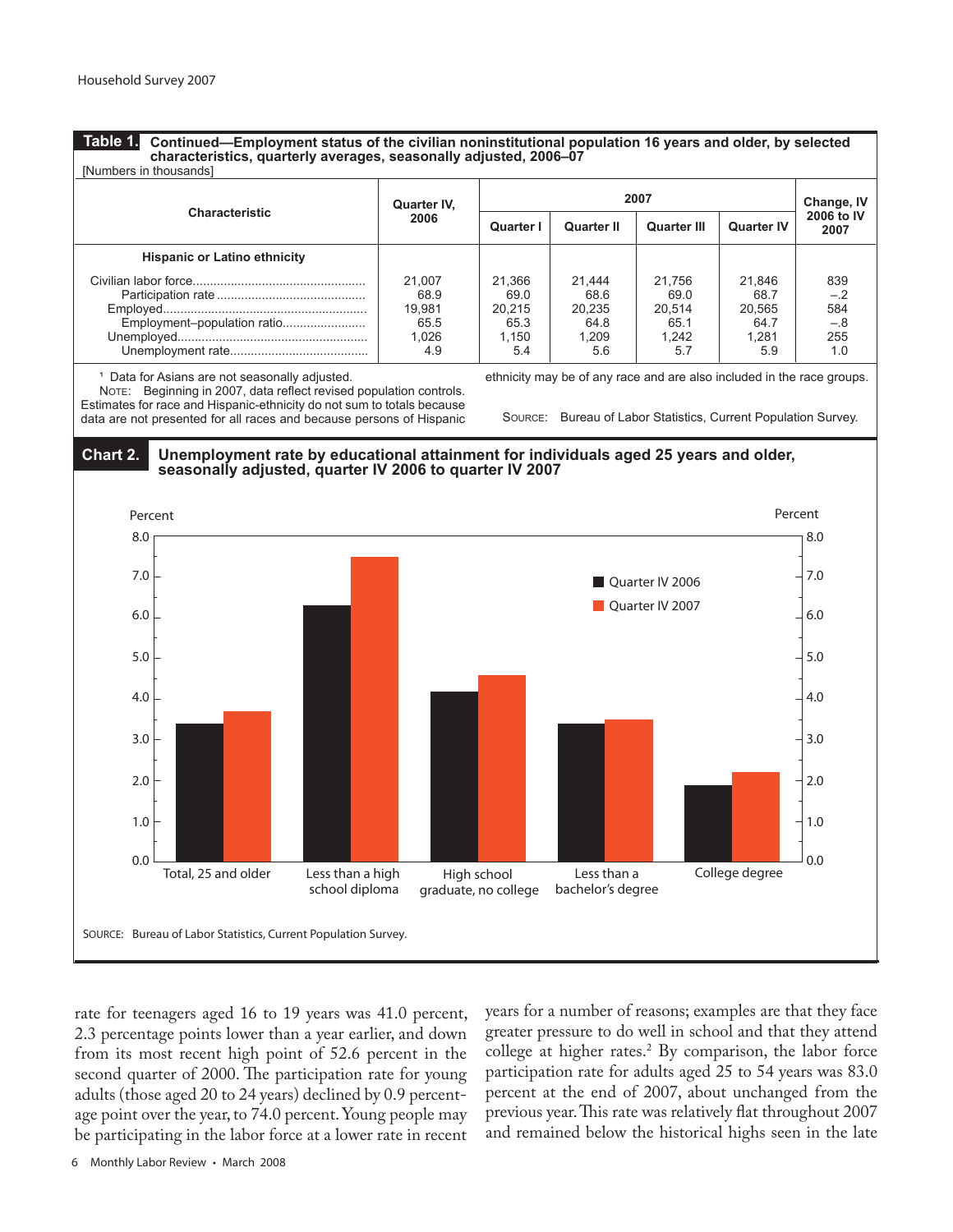**Table 1. Continued—Employment status of the civilian noninstitutional population 16 years and older, by selected characteristics, quarterly averages, seasonally adjusted, 2006–07**

[Numbers in thousands]

| Characteristic | Quarter IV, 2006 | 2007 Quarter I | 2007 Quarter II | 2007 Quarter III | 2007 Quarter IV | Change, IV 2006 to IV 2007 |
|---|---|---|---|---|---|---|
| **Hispanic or Latino ethnicity** | | | | | | |
| Civilian labor force | 21,007 | 21,366 | 21,444 | 21,756 | 21,846 | 839 |
| Participation rate | 68.9 | 69.0 | 68.6 | 69.0 | 68.7 | –.2 |
| Employed | 19,981 | 20,215 | 20,235 | 20,514 | 20,565 | 584 |
| Employment–population ratio | 65.5 | 65.3 | 64.8 | 65.1 | 64.7 | –.8 |
| Unemployed | 1,026 | 1,150 | 1,209 | 1,242 | 1,281 | 255 |
| Unemployment rate | 4.9 | 5.4 | 5.6 | 5.7 | 5.9 | 1.0 |

[1] Data for Asians are not seasonally adjusted.

NOTE: Beginning in 2007, data reflect revised population controls. Estimates for race and Hispanic-ethnicity do not sum to totals because data are not presented for all races and because persons of Hispanic ethnicity may be of any race and are also included in the race groups.

SOURCE: Bureau of Labor Statistics, Current Population Survey.

**Chart 2. Unemployment rate by educational attainment for individuals aged 25 years and older, seasonally adjusted, quarter IV 2006 to quarter IV 2007**

SOURCE: Bureau of Labor Statistics, Current Population Survey.

rate for teenagers aged 16 to 19 years was 41.0 percent, 2.3 percentage points lower than a year earlier, and down from its most recent high point of 52.6 percent in the second quarter of 2000. The participation rate for young adults (those aged 20 to 24 years) declined by 0.9 percentage point over the year, to 74.0 percent. Young people may be participating in the labor force at a lower rate in recent years for a number of reasons; examples are that they face greater pressure to do well in school and that they attend college at higher rates.[2] By comparison, the labor force participation rate for adults aged 25 to 54 years was 83.0 percent at the end of 2007, about unchanged from the previous year. This rate was relatively flat throughout 2007 and remained below the historical highs seen in the late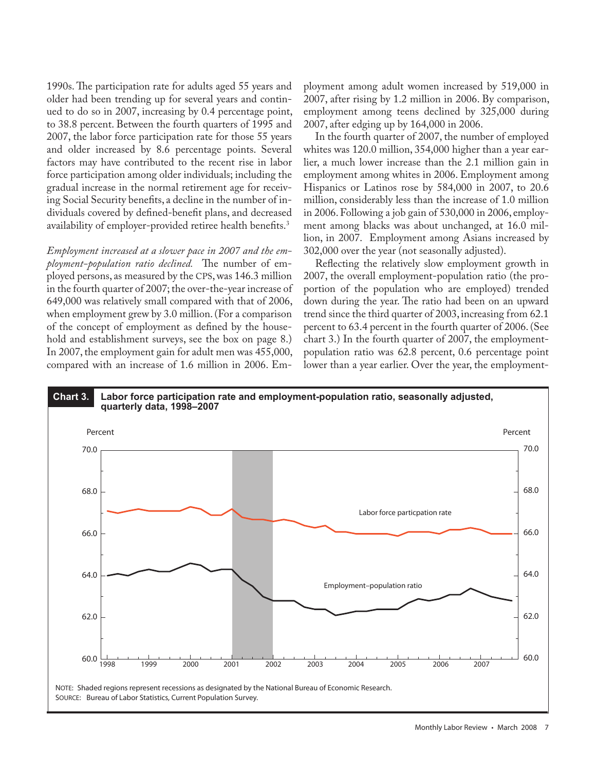1990s. The participation rate for adults aged 55 years and older had been trending up for several years and continued to do so in 2007, increasing by 0.4 percentage point, to 38.8 percent. Between the fourth quarters of 1995 and 2007, the labor force participation rate for those 55 years and older increased by 8.6 percentage points. Several factors may have contributed to the recent rise in labor force participation among older individuals; including the gradual increase in the normal retirement age for receiving Social Security benefits, a decline in the number of individuals covered by defined-benefit plans, and decreased availability of employer-provided retiree health benefits.[3]

*Employment increased at a slower pace in 2007 and the employment-population ratio declined.* The number of employed persons, as measured by the CPS, was 146.3 million in the fourth quarter of 2007; the over-the-year increase of 649,000 was relatively small compared with that of 2006, when employment grew by 3.0 million. (For a comparison of the concept of employment as defined by the household and establishment surveys, see the box on page 8.) In 2007, the employment gain for adult men was 455,000, compared with an increase of 1.6 million in 2006. Employment among adult women increased by 519,000 in 2007, after rising by 1.2 million in 2006. By comparison, employment among teens declined by 325,000 during 2007, after edging up by 164,000 in 2006.

In the fourth quarter of 2007, the number of employed whites was 120.0 million, 354,000 higher than a year earlier, a much lower increase than the 2.1 million gain in employment among whites in 2006. Employment among Hispanics or Latinos rose by 584,000 in 2007, to 20.6 million, considerably less than the increase of 1.0 million in 2006. Following a job gain of 530,000 in 2006, employment among blacks was about unchanged, at 16.0 million, in 2007. Employment among Asians increased by 302,000 over the year (not seasonally adjusted).

Reflecting the relatively slow employment growth in 2007, the overall employment-population ratio (the proportion of the population who are employed) trended down during the year. The ratio had been on an upward trend since the third quarter of 2003, increasing from 62.1 percent to 63.4 percent in the fourth quarter of 2006. (See chart 3.) In the fourth quarter of 2007, the employment-population ratio was 62.8 percent, 0.6 percentage point lower than a year earlier. Over the year, the employment-

**Chart 3. Labor force participation rate and employment-population ratio, seasonally adjusted, quarterly data, 1998–2007**

NOTE: Shaded regions represent recessions as designated by the National Bureau of Economic Research.
SOURCE: Bureau of Labor Statistics, Current Population Survey.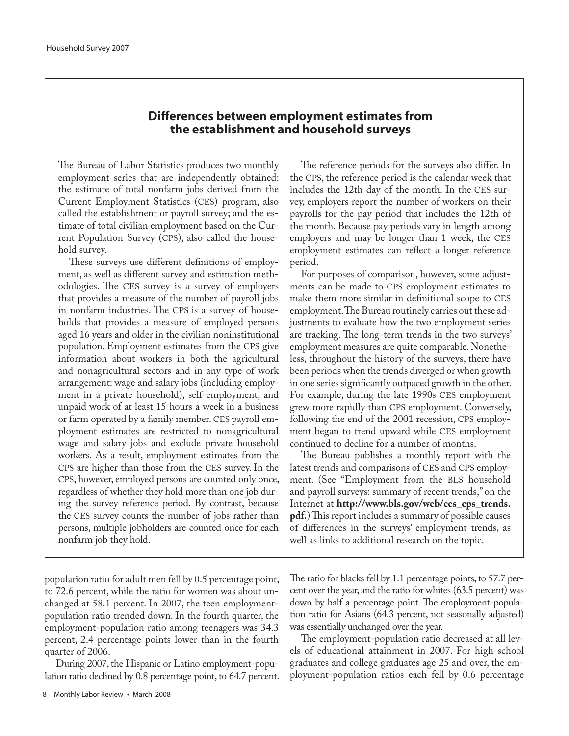## Differences between employment estimates from the establishment and household surveys

The Bureau of Labor Statistics produces two monthly employment series that are independently obtained: the estimate of total nonfarm jobs derived from the Current Employment Statistics (CES) program, also called the establishment or payroll survey; and the estimate of total civilian employment based on the Current Population Survey (CPS), also called the household survey.

These surveys use different definitions of employment, as well as different survey and estimation methodologies. The CES survey is a survey of employers that provides a measure of the number of payroll jobs in nonfarm industries. The CPS is a survey of households that provides a measure of employed persons aged 16 years and older in the civilian noninstitutional population. Employment estimates from the CPS give information about workers in both the agricultural and nonagricultural sectors and in any type of work arrangement: wage and salary jobs (including employment in a private household), self-employment, and unpaid work of at least 15 hours a week in a business or farm operated by a family member. CES payroll employment estimates are restricted to nonagricultural wage and salary jobs and exclude private household workers. As a result, employment estimates from the CPS are higher than those from the CES survey. In the CPS, however, employed persons are counted only once, regardless of whether they hold more than one job during the survey reference period. By contrast, because the CES survey counts the number of jobs rather than persons, multiple jobholders are counted once for each nonfarm job they hold.

The reference periods for the surveys also differ. In the CPS, the reference period is the calendar week that includes the 12th day of the month. In the CES survey, employers report the number of workers on their payrolls for the pay period that includes the 12th of the month. Because pay periods vary in length among employers and may be longer than 1 week, the CES employment estimates can reflect a longer reference period.

For purposes of comparison, however, some adjustments can be made to CPS employment estimates to make them more similar in definitional scope to CES employment. The Bureau routinely carries out these adjustments to evaluate how the two employment series are tracking. The long-term trends in the two surveys' employment measures are quite comparable. Nonetheless, throughout the history of the surveys, there have been periods when the trends diverged or when growth in one series significantly outpaced growth in the other. For example, during the late 1990s CES employment grew more rapidly than CPS employment. Conversely, following the end of the 2001 recession, CPS employment began to trend upward while CES employment continued to decline for a number of months.

The Bureau publishes a monthly report with the latest trends and comparisons of CES and CPS employment. (See "Employment from the BLS household and payroll surveys: summary of recent trends," on the Internet at **http://www.bls.gov/web/ces_cps_trends.pdf.**) This report includes a summary of possible causes of differences in the surveys' employment trends, as well as links to additional research on the topic.

---

population ratio for adult men fell by 0.5 percentage point, to 72.6 percent, while the ratio for women was about unchanged at 58.1 percent. In 2007, the teen employment-population ratio trended down. In the fourth quarter, the employment-population ratio among teenagers was 34.3 percent, 2.4 percentage points lower than in the fourth quarter of 2006.

During 2007, the Hispanic or Latino employment-population ratio declined by 0.8 percentage point, to 64.7 percent. The ratio for blacks fell by 1.1 percentage points, to 57.7 percent over the year, and the ratio for whites (63.5 percent) was down by half a percentage point. The employment-population ratio for Asians (64.3 percent, not seasonally adjusted) was essentially unchanged over the year.

The employment-population ratio decreased at all levels of educational attainment in 2007. For high school graduates and college graduates age 25 and over, the employment-population ratios each fell by 0.6 percentage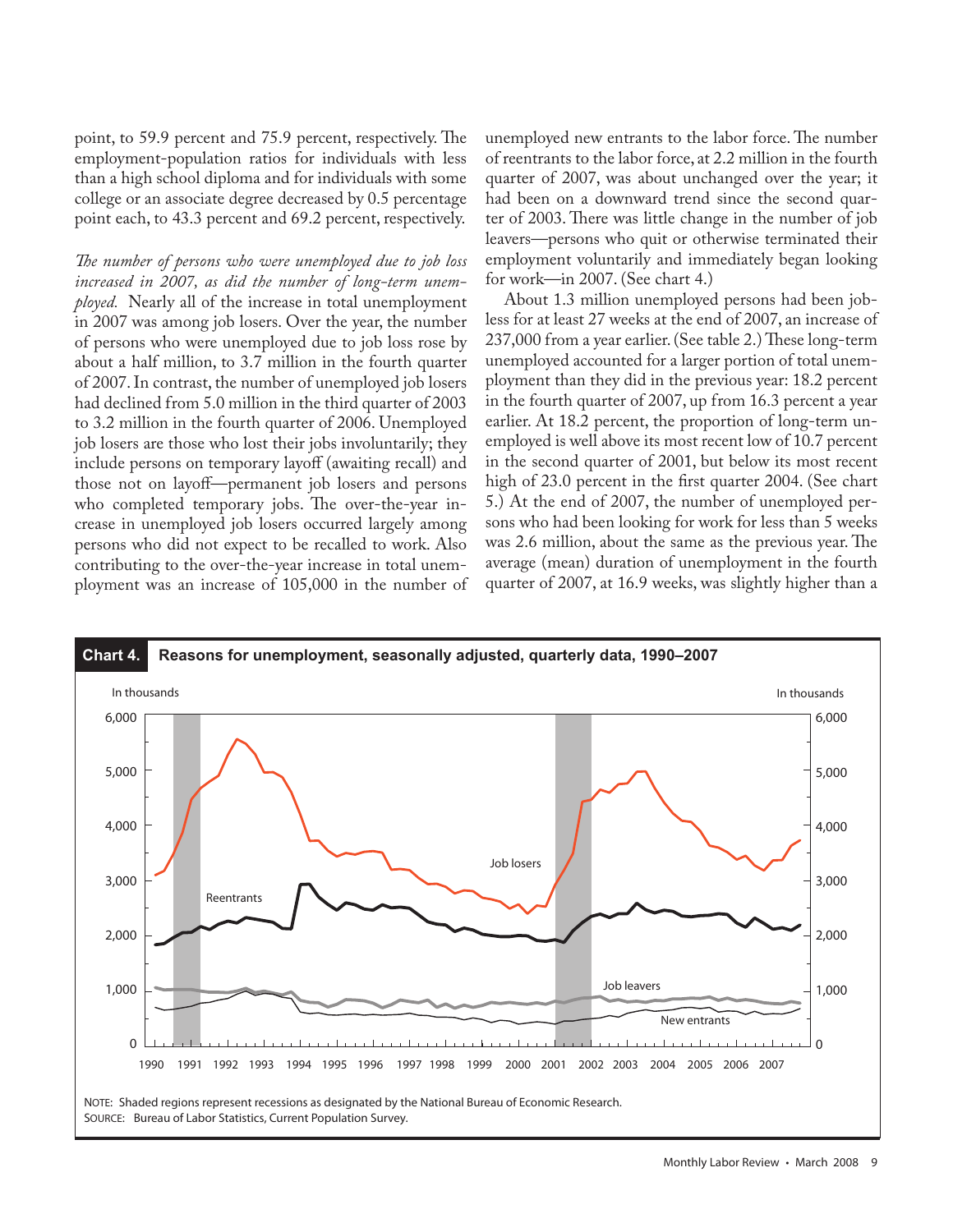point, to 59.9 percent and 75.9 percent, respectively. The employment-population ratios for individuals with less than a high school diploma and for individuals with some college or an associate degree decreased by 0.5 percentage point each, to 43.3 percent and 69.2 percent, respectively.

*The number of persons who were unemployed due to job loss increased in 2007, as did the number of long-term unemployed.* Nearly all of the increase in total unemployment in 2007 was among job losers. Over the year, the number of persons who were unemployed due to job loss rose by about a half million, to 3.7 million in the fourth quarter of 2007. In contrast, the number of unemployed job losers had declined from 5.0 million in the third quarter of 2003 to 3.2 million in the fourth quarter of 2006. Unemployed job losers are those who lost their jobs involuntarily; they include persons on temporary layoff (awaiting recall) and those not on layoff—permanent job losers and persons who completed temporary jobs. The over-the-year increase in unemployed job losers occurred largely among persons who did not expect to be recalled to work. Also contributing to the over-the-year increase in total unemployment was an increase of 105,000 in the number of unemployed new entrants to the labor force. The number of reentrants to the labor force, at 2.2 million in the fourth quarter of 2007, was about unchanged over the year; it had been on a downward trend since the second quarter of 2003. There was little change in the number of job leavers—persons who quit or otherwise terminated their employment voluntarily and immediately began looking for work—in 2007. (See chart 4.)

About 1.3 million unemployed persons had been jobless for at least 27 weeks at the end of 2007, an increase of 237,000 from a year earlier. (See table 2.) These long-term unemployed accounted for a larger portion of total unemployment than they did in the previous year: 18.2 percent in the fourth quarter of 2007, up from 16.3 percent a year earlier. At 18.2 percent, the proportion of long-term unemployed is well above its most recent low of 10.7 percent in the second quarter of 2001, but below its most recent high of 23.0 percent in the first quarter 2004. (See chart 5.) At the end of 2007, the number of unemployed persons who had been looking for work for less than 5 weeks was 2.6 million, about the same as the previous year. The average (mean) duration of unemployment in the fourth quarter of 2007, at 16.9 weeks, was slightly higher than a

**Chart 4. Reasons for unemployment, seasonally adjusted, quarterly data, 1990–2007**

NOTE: Shaded regions represent recessions as designated by the National Bureau of Economic Research.
SOURCE: Bureau of Labor Statistics, Current Population Survey.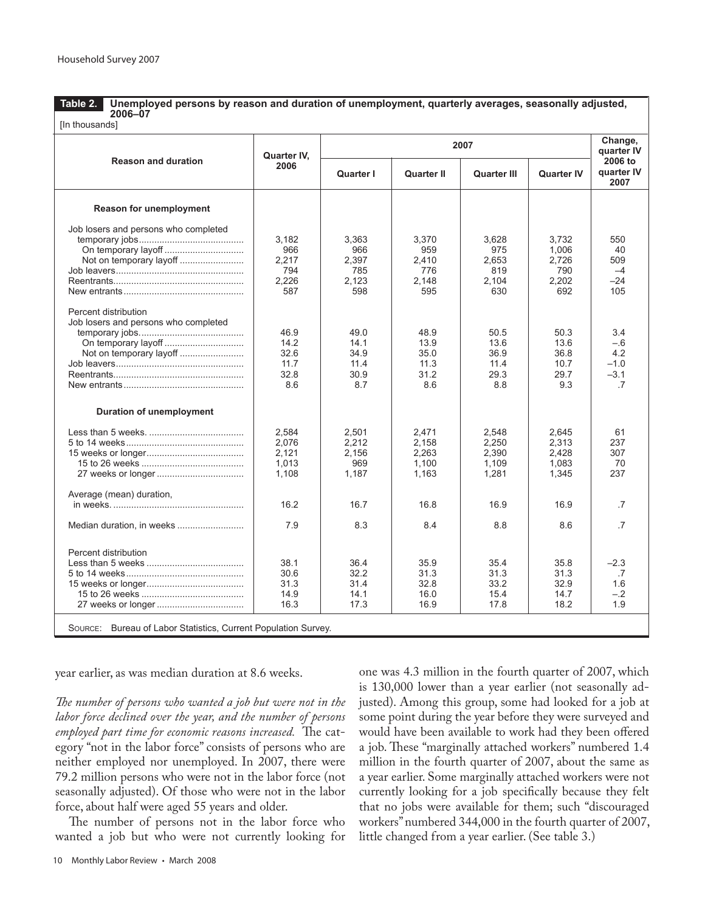**Table 2. Unemployed persons by reason and duration of unemployment, quarterly averages, seasonally adjusted, 2006–07**

[In thousands]

| Reason and duration | Quarter IV, 2006 | 2007 | | | | Change, quarter IV 2006 to quarter IV 2007 |
|---|---|---|---|---|---|---|
| | | Quarter I | Quarter II | Quarter III | Quarter IV | |
| **Reason for unemployment** | | | | | | |
| Job losers and persons who completed temporary jobs | 3,182 | 3,363 | 3,370 | 3,628 | 3,732 | 550 |
| On temporary layoff | 966 | 966 | 959 | 975 | 1,006 | 40 |
| Not on temporary layoff | 2,217 | 2,397 | 2,410 | 2,653 | 2,726 | 509 |
| Job leavers | 794 | 785 | 776 | 819 | 790 | –4 |
| Reentrants | 2,226 | 2,123 | 2,148 | 2,104 | 2,202 | –24 |
| New entrants | 587 | 598 | 595 | 630 | 692 | 105 |
| Percent distribution | | | | | | |
| Job losers and persons who completed temporary jobs | 46.9 | 49.0 | 48.9 | 50.5 | 50.3 | 3.4 |
| On temporary layoff | 14.2 | 14.1 | 13.9 | 13.6 | 13.6 | –.6 |
| Not on temporary layoff | 32.6 | 34.9 | 35.0 | 36.9 | 36.8 | 4.2 |
| Job leavers | 11.7 | 11.4 | 11.3 | 11.4 | 10.7 | –1.0 |
| Reentrants | 32.8 | 30.9 | 31.2 | 29.3 | 29.7 | –3.1 |
| New entrants | 8.6 | 8.7 | 8.6 | 8.8 | 9.3 | .7 |
| **Duration of unemployment** | | | | | | |
| Less than 5 weeks | 2,584 | 2,501 | 2,471 | 2,548 | 2,645 | 61 |
| 5 to 14 weeks | 2,076 | 2,212 | 2,158 | 2,250 | 2,313 | 237 |
| 15 weeks or longer | 2,121 | 2,156 | 2,263 | 2,390 | 2,428 | 307 |
| 15 to 26 weeks | 1,013 | 969 | 1,100 | 1,109 | 1,083 | 70 |
| 27 weeks or longer | 1,108 | 1,187 | 1,163 | 1,281 | 1,345 | 237 |
| Average (mean) duration, in weeks | 16.2 | 16.7 | 16.8 | 16.9 | 16.9 | .7 |
| Median duration, in weeks | 7.9 | 8.3 | 8.4 | 8.8 | 8.6 | .7 |
| Percent distribution | | | | | | |
| Less than 5 weeks | 38.1 | 36.4 | 35.9 | 35.4 | 35.8 | –2.3 |
| 5 to 14 weeks | 30.6 | 32.2 | 31.3 | 31.3 | 31.3 | .7 |
| 15 weeks or longer | 31.3 | 31.4 | 32.8 | 33.2 | 32.9 | 1.6 |
| 15 to 26 weeks | 14.9 | 14.1 | 16.0 | 15.4 | 14.7 | –.2 |
| 27 weeks or longer | 16.3 | 17.3 | 16.9 | 17.8 | 18.2 | 1.9 |

SOURCE: Bureau of Labor Statistics, Current Population Survey.

year earlier, as was median duration at 8.6 weeks.

*The number of persons who wanted a job but were not in the labor force declined over the year, and the number of persons employed part time for economic reasons increased.* The category "not in the labor force" consists of persons who are neither employed nor unemployed. In 2007, there were 79.2 million persons who were not in the labor force (not seasonally adjusted). Of those who were not in the labor force, about half were aged 55 years and older.

The number of persons not in the labor force who wanted a job but who were not currently looking for one was 4.3 million in the fourth quarter of 2007, which is 130,000 lower than a year earlier (not seasonally adjusted). Among this group, some had looked for a job at some point during the year before they were surveyed and would have been available to work had they been offered a job. These "marginally attached workers" numbered 1.4 million in the fourth quarter of 2007, about the same as a year earlier. Some marginally attached workers were not currently looking for a job specifically because they felt that no jobs were available for them; such "discouraged workers" numbered 344,000 in the fourth quarter of 2007, little changed from a year earlier. (See table 3.)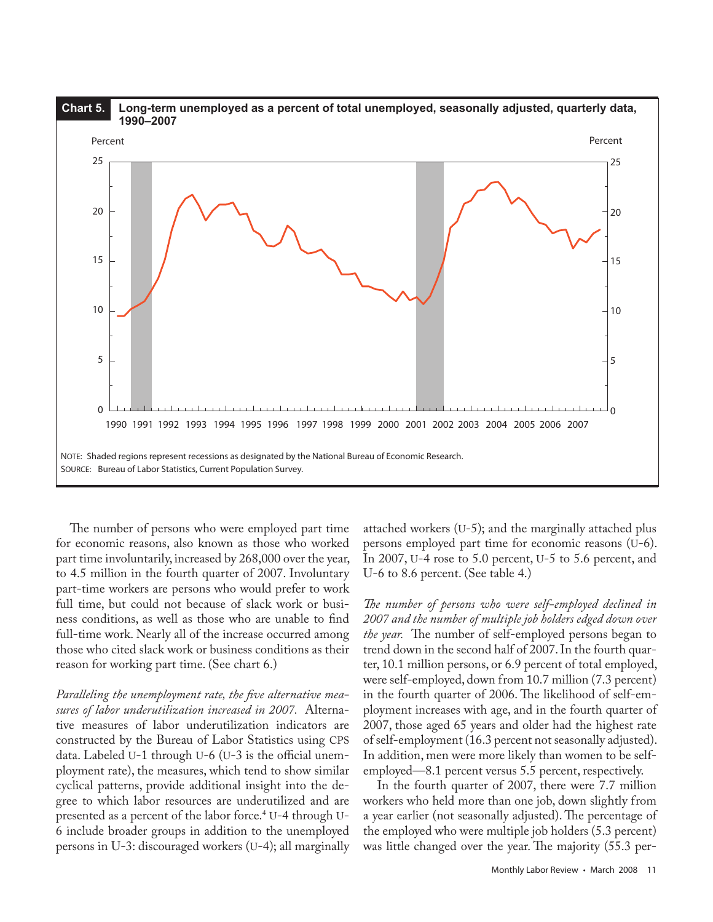**Chart 5. Long-term unemployed as a percent of total unemployed, seasonally adjusted, quarterly data, 1990–2007**

NOTE: Shaded regions represent recessions as designated by the National Bureau of Economic Research.
SOURCE: Bureau of Labor Statistics, Current Population Survey.

The number of persons who were employed part time for economic reasons, also known as those who worked part time involuntarily, increased by 268,000 over the year, to 4.5 million in the fourth quarter of 2007. Involuntary part-time workers are persons who would prefer to work full time, but could not because of slack work or business conditions, as well as those who are unable to find full-time work. Nearly all of the increase occurred among those who cited slack work or business conditions as their reason for working part time. (See chart 6.)

*Paralleling the unemployment rate, the five alternative measures of labor underutilization increased in 2007.* Alternative measures of labor underutilization indicators are constructed by the Bureau of Labor Statistics using CPS data. Labeled U-1 through U-6 (U-3 is the official unemployment rate), the measures, which tend to show similar cyclical patterns, provide additional insight into the degree to which labor resources are underutilized and are presented as a percent of the labor force.[4] U-4 through U-6 include broader groups in addition to the unemployed persons in U-3: discouraged workers (U-4); all marginally attached workers (U-5); and the marginally attached plus persons employed part time for economic reasons (U-6). In 2007, U-4 rose to 5.0 percent, U-5 to 5.6 percent, and U-6 to 8.6 percent. (See table 4.)

*The number of persons who were self-employed declined in 2007 and the number of multiple job holders edged down over the year.* The number of self-employed persons began to trend down in the second half of 2007. In the fourth quarter, 10.1 million persons, or 6.9 percent of total employed, were self-employed, down from 10.7 million (7.3 percent) in the fourth quarter of 2006. The likelihood of self-employment increases with age, and in the fourth quarter of 2007, those aged 65 years and older had the highest rate of self-employment (16.3 percent not seasonally adjusted). In addition, men were more likely than women to be self-employed—8.1 percent versus 5.5 percent, respectively.

In the fourth quarter of 2007, there were 7.7 million workers who held more than one job, down slightly from a year earlier (not seasonally adjusted). The percentage of the employed who were multiple job holders (5.3 percent) was little changed over the year. The majority (55.3 per-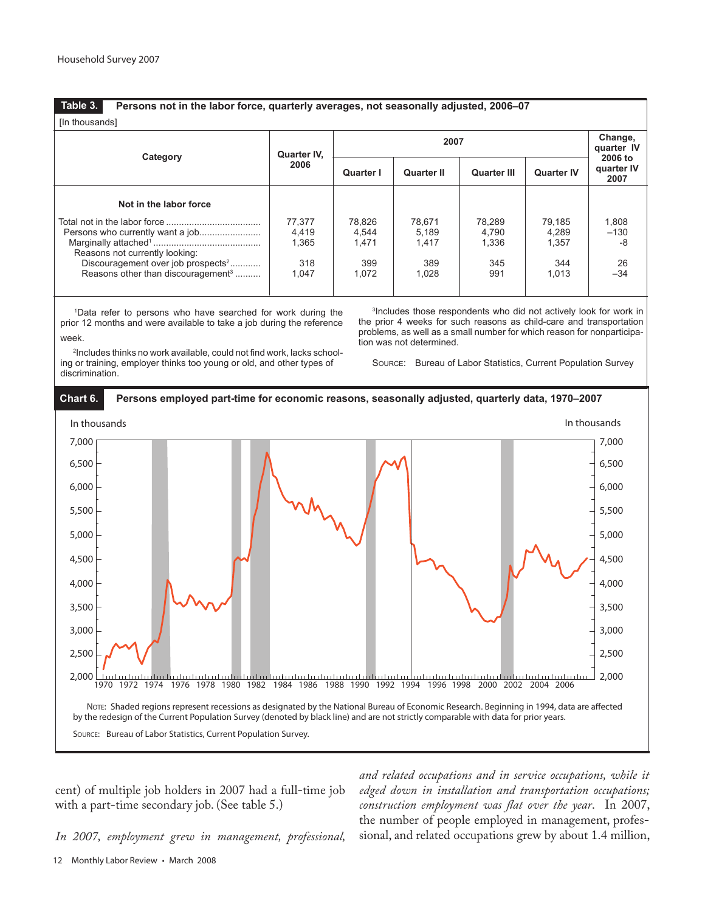**Table 3. Persons not in the labor force, quarterly averages, not seasonally adjusted, 2006–07**

[In thousands]

| Category | Quarter IV, 2006 | 2007 | | | | Change, quarter IV 2006 to quarter IV 2007 |
|---|---|---|---|---|---|---|
| | | Quarter I | Quarter II | Quarter III | Quarter IV | |
| **Not in the labor force** | | | | | | |
| Total not in the labor force | 77,377 | 78,826 | 78,671 | 78,289 | 79,185 | 1,808 |
| Persons who currently want a job | 4,419 | 4,544 | 5,189 | 4,790 | 4,289 | –130 |
| Marginally attached[1] | 1,365 | 1,471 | 1,417 | 1,336 | 1,357 | -8 |
| Reasons not currently looking: | | | | | | |
| Discouragement over job prospects[2] | 318 | 399 | 389 | 345 | 344 | 26 |
| Reasons other than discouragement[3] | 1,047 | 1,072 | 1,028 | 991 | 1,013 | –34 |

[1]Data refer to persons who have searched for work during the prior 12 months and were available to take a job during the reference week.

[2]Includes thinks no work available, could not find work, lacks schooling or training, employer thinks too young or old, and other types of discrimination.

[3]Includes those respondents who did not actively look for work in the prior 4 weeks for such reasons as child-care and transportation problems, as well as a small number for which reason for nonparticipation was not determined.

Source: Bureau of Labor Statistics, Current Population Survey

**Chart 6. Persons employed part-time for economic reasons, seasonally adjusted, quarterly data, 1970–2007**

Note: Shaded regions represent recessions as designated by the National Bureau of Economic Research. Beginning in 1994, data are affected by the redesign of the Current Population Survey (denoted by black line) and are not strictly comparable with data for prior years.

Source: Bureau of Labor Statistics, Current Population Survey.

cent) of multiple job holders in 2007 had a full-time job with a part-time secondary job. (See table 5.)

*In 2007, employment grew in management, professional, and related occupations and in service occupations, while it edged down in installation and transportation occupations; construction employment was flat over the year.* In 2007, the number of people employed in management, professional, and related occupations grew by about 1.4 million,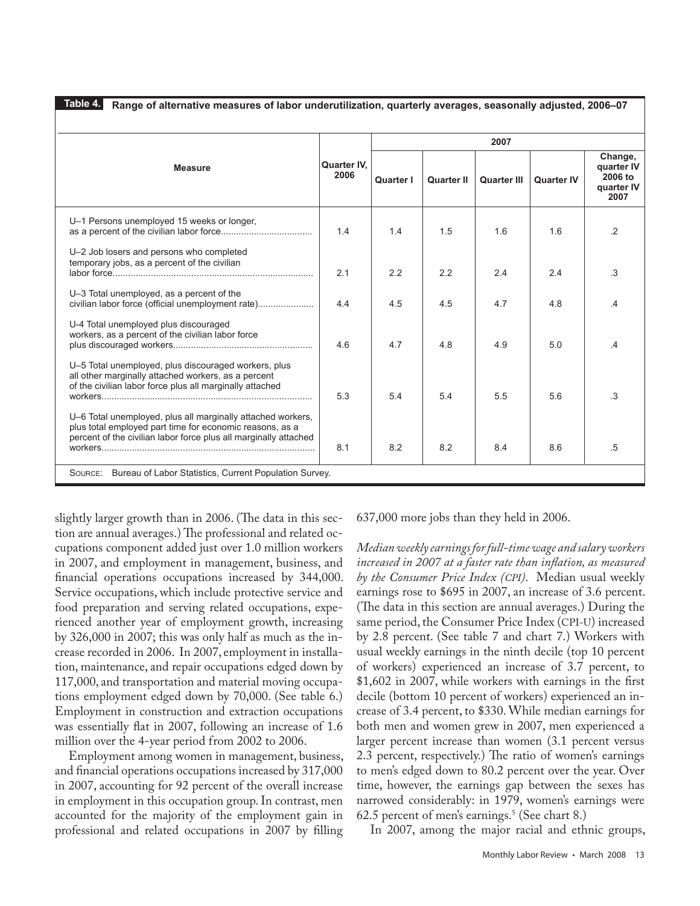**Table 4. Range of alternative measures of labor underutilization, quarterly averages, seasonally adjusted, 2006–07**

| Measure | Quarter IV, 2006 | 2007 | | | | |
|---|---|---|---|---|---|---|
| | | Quarter I | Quarter II | Quarter III | Quarter IV | Change, quarter IV 2006 to quarter IV 2007 |
| U–1 Persons unemployed 15 weeks or longer, as a percent of the civilian labor force | 1.4 | 1.4 | 1.5 | 1.6 | 1.6 | .2 |
| U–2 Job losers and persons who completed temporary jobs, as a percent of the civilian labor force | 2.1 | 2.2 | 2.2 | 2.4 | 2.4 | .3 |
| U–3 Total unemployed, as a percent of the civilian labor force (official unemployment rate) | 4.4 | 4.5 | 4.5 | 4.7 | 4.8 | .4 |
| U-4 Total unemployed plus discouraged workers, as a percent of the civilian labor force plus discouraged workers | 4.6 | 4.7 | 4.8 | 4.9 | 5.0 | .4 |
| U–5 Total unemployed, plus discouraged workers, plus all other marginally attached workers, as a percent of the civilian labor force plus all marginally attached workers | 5.3 | 5.4 | 5.4 | 5.5 | 5.6 | .3 |
| U–6 Total unemployed, plus all marginally attached workers, plus total employed part time for economic reasons, as a percent of the civilian labor force plus all marginally attached workers | 8.1 | 8.2 | 8.2 | 8.4 | 8.6 | .5 |

SOURCE: Bureau of Labor Statistics, Current Population Survey.

slightly larger growth than in 2006. (The data in this section are annual averages.) The professional and related occupations component added just over 1.0 million workers in 2007, and employment in management, business, and financial operations occupations increased by 344,000. Service occupations, which include protective service and food preparation and serving related occupations, experienced another year of employment growth, increasing by 326,000 in 2007; this was only half as much as the increase recorded in 2006. In 2007, employment in installation, maintenance, and repair occupations edged down by 117,000, and transportation and material moving occupations employment edged down by 70,000. (See table 6.) Employment in construction and extraction occupations was essentially flat in 2007, following an increase of 1.6 million over the 4-year period from 2002 to 2006.

Employment among women in management, business, and financial operations occupations increased by 317,000 in 2007, accounting for 92 percent of the overall increase in employment in this occupation group. In contrast, men accounted for the majority of the employment gain in professional and related occupations in 2007 by filling 637,000 more jobs than they held in 2006.

*Median weekly earnings for full-time wage and salary workers increased in 2007 at a faster rate than inflation, as measured by the Consumer Price Index (CPI).* Median usual weekly earnings rose to $695 in 2007, an increase of 3.6 percent. (The data in this section are annual averages.) During the same period, the Consumer Price Index (CPI-U) increased by 2.8 percent. (See table 7 and chart 7.) Workers with usual weekly earnings in the ninth decile (top 10 percent of workers) experienced an increase of 3.7 percent, to $1,602 in 2007, while workers with earnings in the first decile (bottom 10 percent of workers) experienced an increase of 3.4 percent, to $330. While median earnings for both men and women grew in 2007, men experienced a larger percent increase than women (3.1 percent versus 2.3 percent, respectively.) The ratio of women's earnings to men's edged down to 80.2 percent over the year. Over time, however, the earnings gap between the sexes has narrowed considerably: in 1979, women's earnings were 62.5 percent of men's earnings.[5] (See chart 8.)

In 2007, among the major racial and ethnic groups,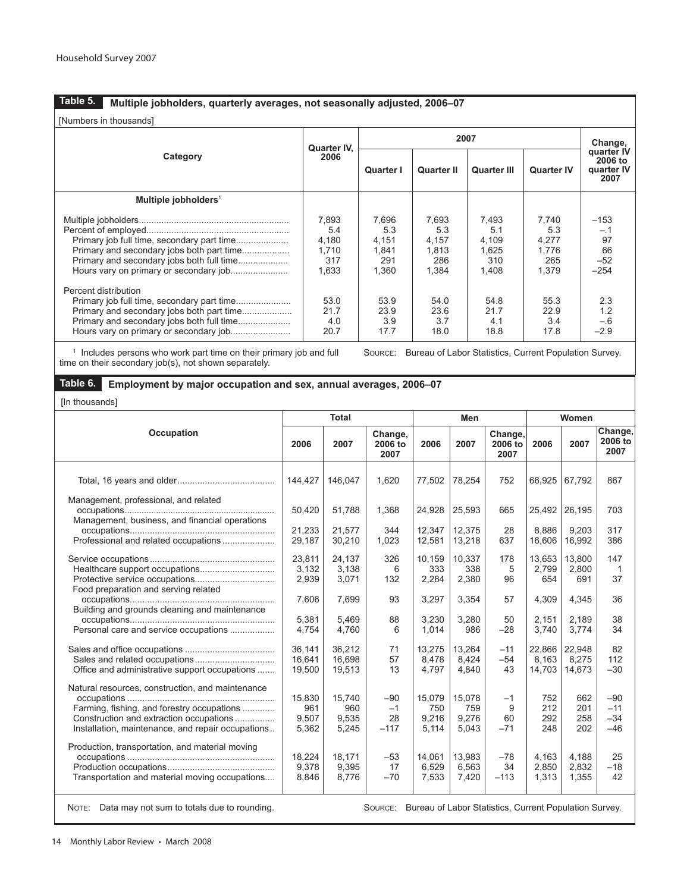**Table 5. Multiple jobholders, quarterly averages, not seasonally adjusted, 2006–07**

[Numbers in thousands]

| Category | Quarter IV, 2006 | 2007 Quarter I | 2007 Quarter II | 2007 Quarter III | 2007 Quarter IV | Change, quarter IV 2006 to quarter IV 2007 |
|---|---|---|---|---|---|---|
| **Multiple jobholders**[1] | | | | | | |
| Multiple jobholders | 7,893 | 7,696 | 7,693 | 7,493 | 7,740 | –153 |
| Percent of employed | 5.4 | 5.3 | 5.3 | 5.1 | 5.3 | –.1 |
| Primary job full time, secondary part time | 4,180 | 4,151 | 4,157 | 4,109 | 4,277 | 97 |
| Primary and secondary jobs both part time | 1,710 | 1,841 | 1,813 | 1,625 | 1,776 | 66 |
| Primary and secondary jobs both full time | 317 | 291 | 286 | 310 | 265 | –52 |
| Hours vary on primary or secondary job | 1,633 | 1,360 | 1,384 | 1,408 | 1,379 | –254 |
| Percent distribution | | | | | | |
| Primary job full time, secondary part time | 53.0 | 53.9 | 54.0 | 54.8 | 55.3 | 2.3 |
| Primary and secondary jobs both part time | 21.7 | 23.9 | 23.6 | 21.7 | 22.9 | 1.2 |
| Primary and secondary jobs both full time | 4.0 | 3.9 | 3.7 | 4.1 | 3.4 | –.6 |
| Hours vary on primary or secondary job | 20.7 | 17.7 | 18.0 | 18.8 | 17.8 | –2.9 |

[1] Includes persons who work part time on their primary job and full time on their secondary job(s), not shown separately.

SOURCE: Bureau of Labor Statistics, Current Population Survey.

**Table 6. Employment by major occupation and sex, annual averages, 2006–07**

[In thousands]

| Occupation | Total 2006 | Total 2007 | Total Change, 2006 to 2007 | Men 2006 | Men 2007 | Men Change, 2006 to 2007 | Women 2006 | Women 2007 | Women Change, 2006 to 2007 |
|---|---|---|---|---|---|---|---|---|---|
| Total, 16 years and older | 144,427 | 146,047 | 1,620 | 77,502 | 78,254 | 752 | 66,925 | 67,792 | 867 |
| Management, professional, and related occupations | 50,420 | 51,788 | 1,368 | 24,928 | 25,593 | 665 | 25,492 | 26,195 | 703 |
| Management, business, and financial operations occupations | 21,233 | 21,577 | 344 | 12,347 | 12,375 | 28 | 8,886 | 9,203 | 317 |
| Professional and related occupations | 29,187 | 30,210 | 1,023 | 12,581 | 13,218 | 637 | 16,606 | 16,992 | 386 |
| Service occupations | 23,811 | 24,137 | 326 | 10,159 | 10,337 | 178 | 13,653 | 13,800 | 147 |
| Healthcare support occupations | 3,132 | 3,138 | 6 | 333 | 338 | 5 | 2,799 | 2,800 | 1 |
| Protective service occupations | 2,939 | 3,071 | 132 | 2,284 | 2,380 | 96 | 654 | 691 | 37 |
| Food preparation and serving related occupations | 7,606 | 7,699 | 93 | 3,297 | 3,354 | 57 | 4,309 | 4,345 | 36 |
| Building and grounds cleaning and maintenance occupations | 5,381 | 5,469 | 88 | 3,230 | 3,280 | 50 | 2,151 | 2,189 | 38 |
| Personal care and service occupations | 4,754 | 4,760 | 6 | 1,014 | 986 | –28 | 3,740 | 3,774 | 34 |
| Sales and office occupations | 36,141 | 36,212 | 71 | 13,275 | 13,264 | –11 | 22,866 | 22,948 | 82 |
| Sales and related occupations | 16,641 | 16,698 | 57 | 8,478 | 8,424 | –54 | 8,163 | 8,275 | 112 |
| Office and administrative support occupations | 19,500 | 19,513 | 13 | 4,797 | 4,840 | 43 | 14,703 | 14,673 | –30 |
| Natural resources, construction, and maintenance occupations | 15,830 | 15,740 | –90 | 15,079 | 15,078 | –1 | 752 | 662 | –90 |
| Farming, fishing, and forestry occupations | 961 | 960 | –1 | 750 | 759 | 9 | 212 | 201 | –11 |
| Construction and extraction occupations | 9,507 | 9,535 | 28 | 9,216 | 9,276 | 60 | 292 | 258 | –34 |
| Installation, maintenance, and repair occupations | 5,362 | 5,245 | –117 | 5,114 | 5,043 | –71 | 248 | 202 | –46 |
| Production, transportation, and material moving occupations | 18,224 | 18,171 | –53 | 14,061 | 13,983 | –78 | 4,163 | 4,188 | 25 |
| Production occupations | 9,378 | 9,395 | 17 | 6,529 | 6,563 | 34 | 2,850 | 2,832 | –18 |
| Transportation and material moving occupations | 8,846 | 8,776 | –70 | 7,533 | 7,420 | –113 | 1,313 | 1,355 | 42 |

NOTE: Data may not sum to totals due to rounding.

SOURCE: Bureau of Labor Statistics, Current Population Survey.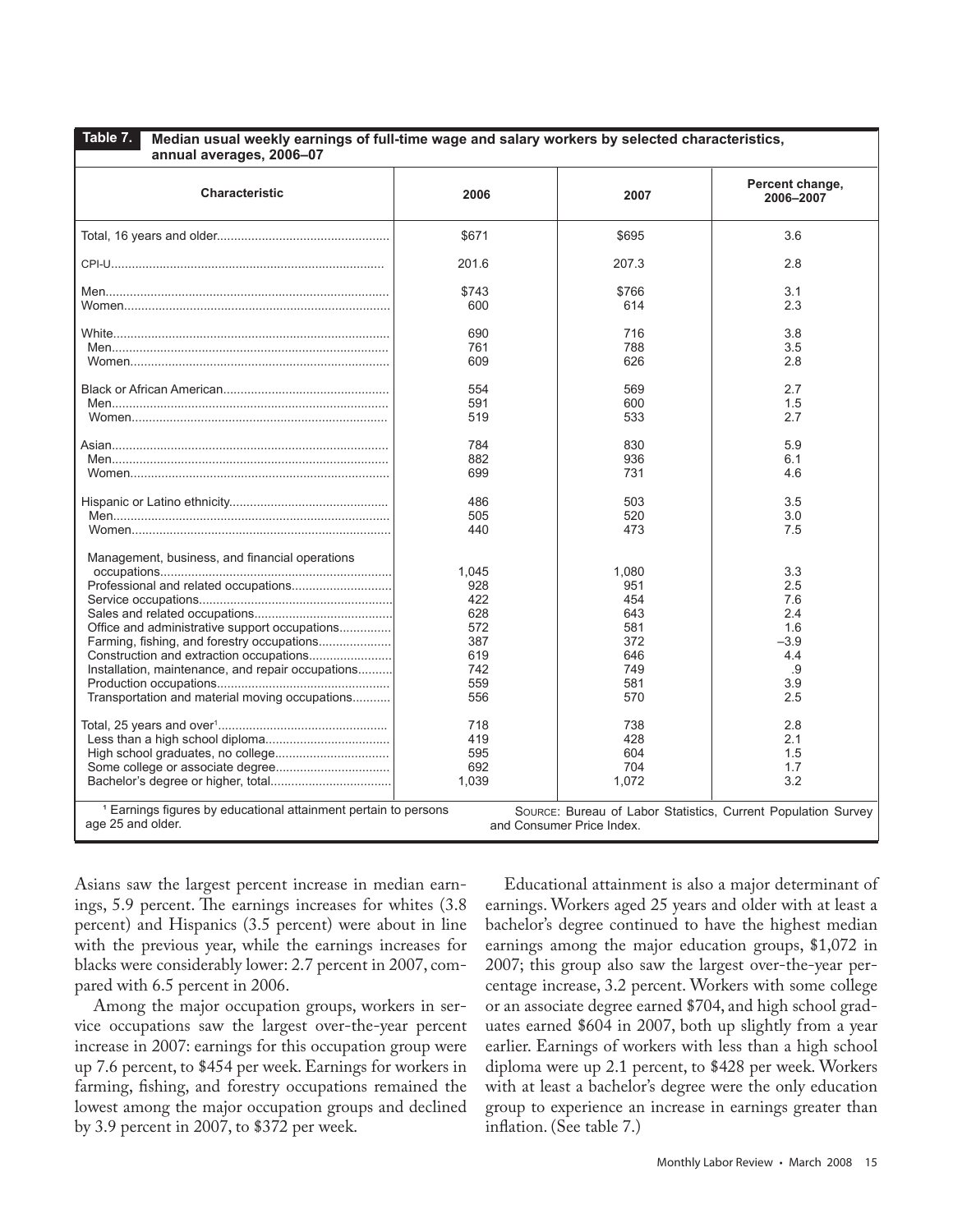**Table 7. Median usual weekly earnings of full-time wage and salary workers by selected characteristics, annual averages, 2006–07**

| Characteristic | 2006 | 2007 | Percent change, 2006–2007 |
|---|---|---|---|
| Total, 16 years and older | $671 | $695 | 3.6 |
| CPI-U | 201.6 | 207.3 | 2.8 |
| Men | $743 | $766 | 3.1 |
| Women | 600 | 614 | 2.3 |
| White | 690 | 716 | 3.8 |
| Men | 761 | 788 | 3.5 |
| Women | 609 | 626 | 2.8 |
| Black or African American | 554 | 569 | 2.7 |
| Men | 591 | 600 | 1.5 |
| Women | 519 | 533 | 2.7 |
| Asian | 784 | 830 | 5.9 |
| Men | 882 | 936 | 6.1 |
| Women | 699 | 731 | 4.6 |
| Hispanic or Latino ethnicity | 486 | 503 | 3.5 |
| Men | 505 | 520 | 3.0 |
| Women | 440 | 473 | 7.5 |
| Management, business, and financial operations occupations | 1,045 | 1,080 | 3.3 |
| Professional and related occupations | 928 | 951 | 2.5 |
| Service occupations | 422 | 454 | 7.6 |
| Sales and related occupations | 628 | 643 | 2.4 |
| Office and administrative support occupations | 572 | 581 | 1.6 |
| Farming, fishing, and forestry occupations | 387 | 372 | –3.9 |
| Construction and extraction occupations | 619 | 646 | 4.4 |
| Installation, maintenance, and repair occupations | 742 | 749 | .9 |
| Production occupations | 559 | 581 | 3.9 |
| Transportation and material moving occupations | 556 | 570 | 2.5 |
| Total, 25 years and over[1] | 718 | 738 | 2.8 |
| Less than a high school diploma | 419 | 428 | 2.1 |
| High school graduates, no college | 595 | 604 | 1.5 |
| Some college or associate degree | 692 | 704 | 1.7 |
| Bachelor's degree or higher, total | 1,039 | 1,072 | 3.2 |

[1] Earnings figures by educational attainment pertain to persons age 25 and older.

SOURCE: Bureau of Labor Statistics, Current Population Survey and Consumer Price Index.

Asians saw the largest percent increase in median earnings, 5.9 percent. The earnings increases for whites (3.8 percent) and Hispanics (3.5 percent) were about in line with the previous year, while the earnings increases for blacks were considerably lower: 2.7 percent in 2007, compared with 6.5 percent in 2006.

Among the major occupation groups, workers in service occupations saw the largest over-the-year percent increase in 2007: earnings for this occupation group were up 7.6 percent, to $454 per week. Earnings for workers in farming, fishing, and forestry occupations remained the lowest among the major occupation groups and declined by 3.9 percent in 2007, to $372 per week.

Educational attainment is also a major determinant of earnings. Workers aged 25 years and older with at least a bachelor's degree continued to have the highest median earnings among the major education groups, $1,072 in 2007; this group also saw the largest over-the-year percentage increase, 3.2 percent. Workers with some college or an associate degree earned $704, and high school graduates earned $604 in 2007, both up slightly from a year earlier. Earnings of workers with less than a high school diploma were up 2.1 percent, to $428 per week. Workers with at least a bachelor's degree were the only education group to experience an increase in earnings greater than inflation. (See table 7.)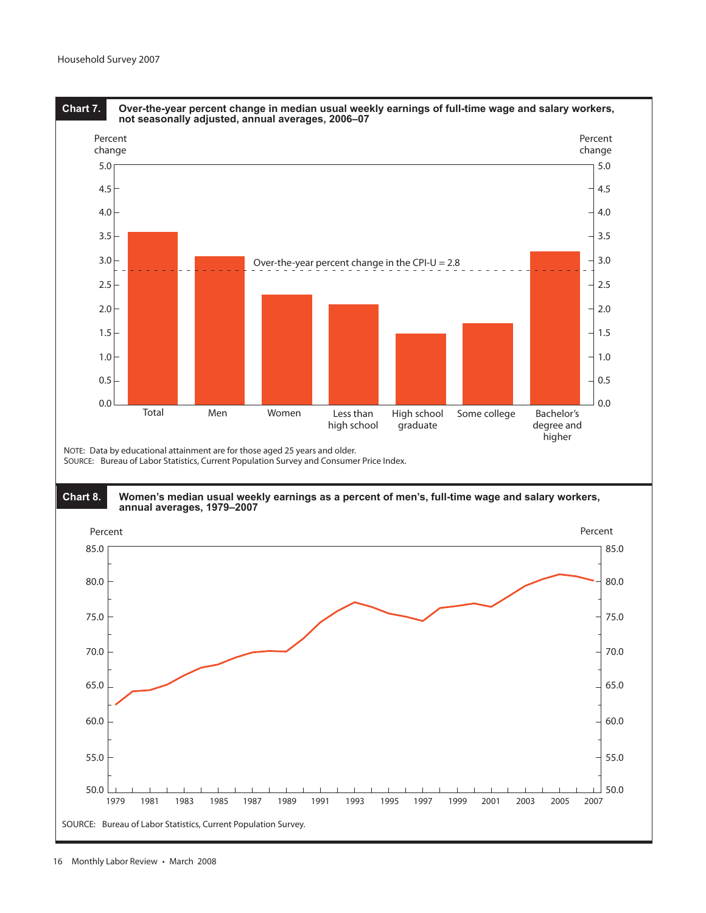**Chart 7.** **Over-the-year percent change in median usual weekly earnings of full-time wage and salary workers, not seasonally adjusted, annual averages, 2006–07**

Percent change

Over-the-year percent change in the CPI-U = 2.8

Total | Men | Women | Less than high school | High school graduate | Some college | Bachelor's degree and higher

NOTE: Data by educational attainment are for those aged 25 years and older.
SOURCE: Bureau of Labor Statistics, Current Population Survey and Consumer Price Index.

**Chart 8.** **Women's median usual weekly earnings as a percent of men's, full-time wage and salary workers, annual averages, 1979–2007**

Percent

SOURCE: Bureau of Labor Statistics, Current Population Survey.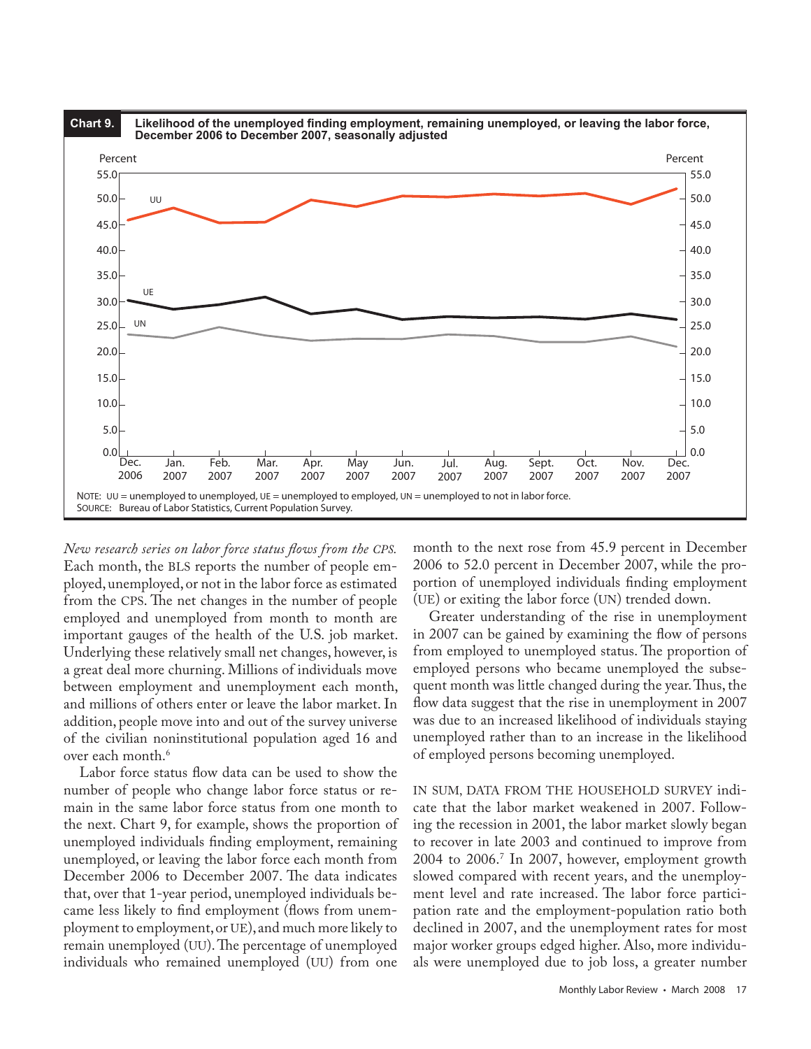**Chart 9. Likelihood of the unemployed finding employment, remaining unemployed, or leaving the labor force, December 2006 to December 2007, seasonally adjusted**

NOTE: UU = unemployed to unemployed, UE = unemployed to employed, UN = unemployed to not in labor force.
SOURCE: Bureau of Labor Statistics, Current Population Survey.

*New research series on labor force status flows from the CPS.* Each month, the BLS reports the number of people employed, unemployed, or not in the labor force as estimated from the CPS. The net changes in the number of people employed and unemployed from month to month are important gauges of the health of the U.S. job market. Underlying these relatively small net changes, however, is a great deal more churning. Millions of individuals move between employment and unemployment each month, and millions of others enter or leave the labor market. In addition, people move into and out of the survey universe of the civilian noninstitutional population aged 16 and over each month.[6]

Labor force status flow data can be used to show the number of people who change labor force status or remain in the same labor force status from one month to the next. Chart 9, for example, shows the proportion of unemployed individuals finding employment, remaining unemployed, or leaving the labor force each month from December 2006 to December 2007. The data indicates that, over that 1-year period, unemployed individuals became less likely to find employment (flows from unemployment to employment, or UE), and much more likely to remain unemployed (UU). The percentage of unemployed individuals who remained unemployed (UU) from one month to the next rose from 45.9 percent in December 2006 to 52.0 percent in December 2007, while the proportion of unemployed individuals finding employment (UE) or exiting the labor force (UN) trended down.

Greater understanding of the rise in unemployment in 2007 can be gained by examining the flow of persons from employed to unemployed status. The proportion of employed persons who became unemployed the subsequent month was little changed during the year. Thus, the flow data suggest that the rise in unemployment in 2007 was due to an increased likelihood of individuals staying unemployed rather than to an increase in the likelihood of employed persons becoming unemployed.

IN SUM, DATA FROM THE HOUSEHOLD SURVEY indicate that the labor market weakened in 2007. Following the recession in 2001, the labor market slowly began to recover in late 2003 and continued to improve from 2004 to 2006.[7] In 2007, however, employment growth slowed compared with recent years, and the unemployment level and rate increased. The labor force participation rate and the employment-population ratio both declined in 2007, and the unemployment rates for most major worker groups edged higher. Also, more individuals were unemployed due to job loss, a greater number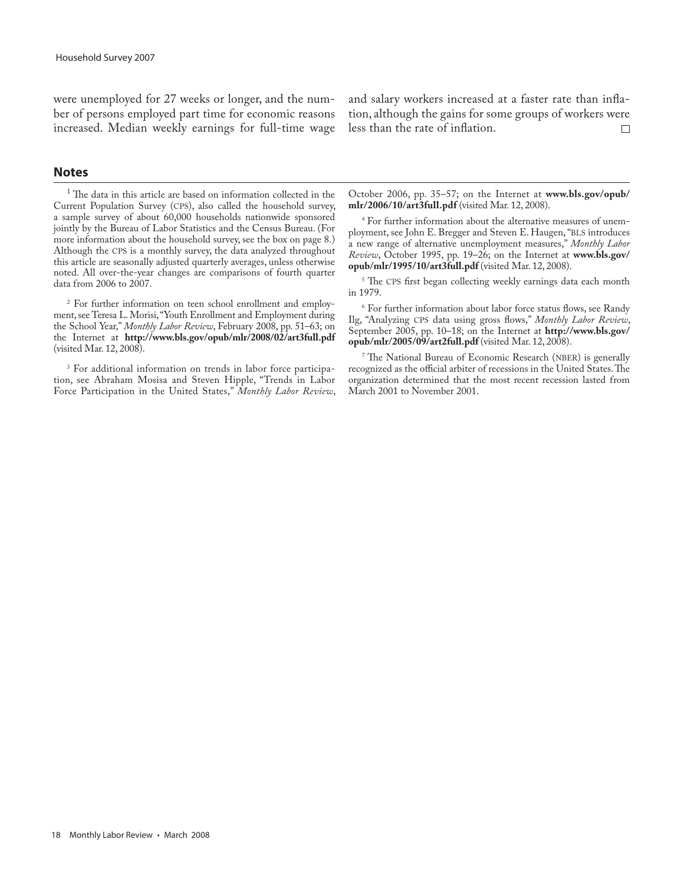were unemployed for 27 weeks or longer, and the number of persons employed part time for economic reasons increased. Median weekly earnings for full-time wage and salary workers increased at a faster rate than inflation, although the gains for some groups of workers were less than the rate of inflation.

## Notes

[1] The data in this article are based on information collected in the Current Population Survey (CPS), also called the household survey, a sample survey of about 60,000 households nationwide sponsored jointly by the Bureau of Labor Statistics and the Census Bureau. (For more information about the household survey, see the box on page 8.) Although the CPS is a monthly survey, the data analyzed throughout this article are seasonally adjusted quarterly averages, unless otherwise noted. All over-the-year changes are comparisons of fourth quarter data from 2006 to 2007.

[2] For further information on teen school enrollment and employment, see Teresa L. Morisi, "Youth Enrollment and Employment during the School Year," *Monthly Labor Review*, February 2008, pp. 51–63; on the Internet at **http://www.bls.gov/opub/mlr/2008/02/art3full.pdf** (visited Mar. 12, 2008).

[3] For additional information on trends in labor force participation, see Abraham Mosisa and Steven Hipple, "Trends in Labor Force Participation in the United States," *Monthly Labor Review*, October 2006, pp. 35–57; on the Internet at **www.bls.gov/opub/mlr/2006/10/art3full.pdf** (visited Mar. 12, 2008).

[4] For further information about the alternative measures of unemployment, see John E. Bregger and Steven E. Haugen, "BLS introduces a new range of alternative unemployment measures," *Monthly Labor Review*, October 1995, pp. 19–26; on the Internet at **www.bls.gov/opub/mlr/1995/10/art3full.pdf** (visited Mar. 12, 2008).

[5] The CPS first began collecting weekly earnings data each month in 1979.

[6] For further information about labor force status flows, see Randy Ilg, "Analyzing CPS data using gross flows," *Monthly Labor Review*, September 2005, pp. 10–18; on the Internet at **http://www.bls.gov/opub/mlr/2005/09/art2full.pdf** (visited Mar. 12, 2008).

[7] The National Bureau of Economic Research (NBER) is generally recognized as the official arbiter of recessions in the United States. The organization determined that the most recent recession lasted from March 2001 to November 2001.